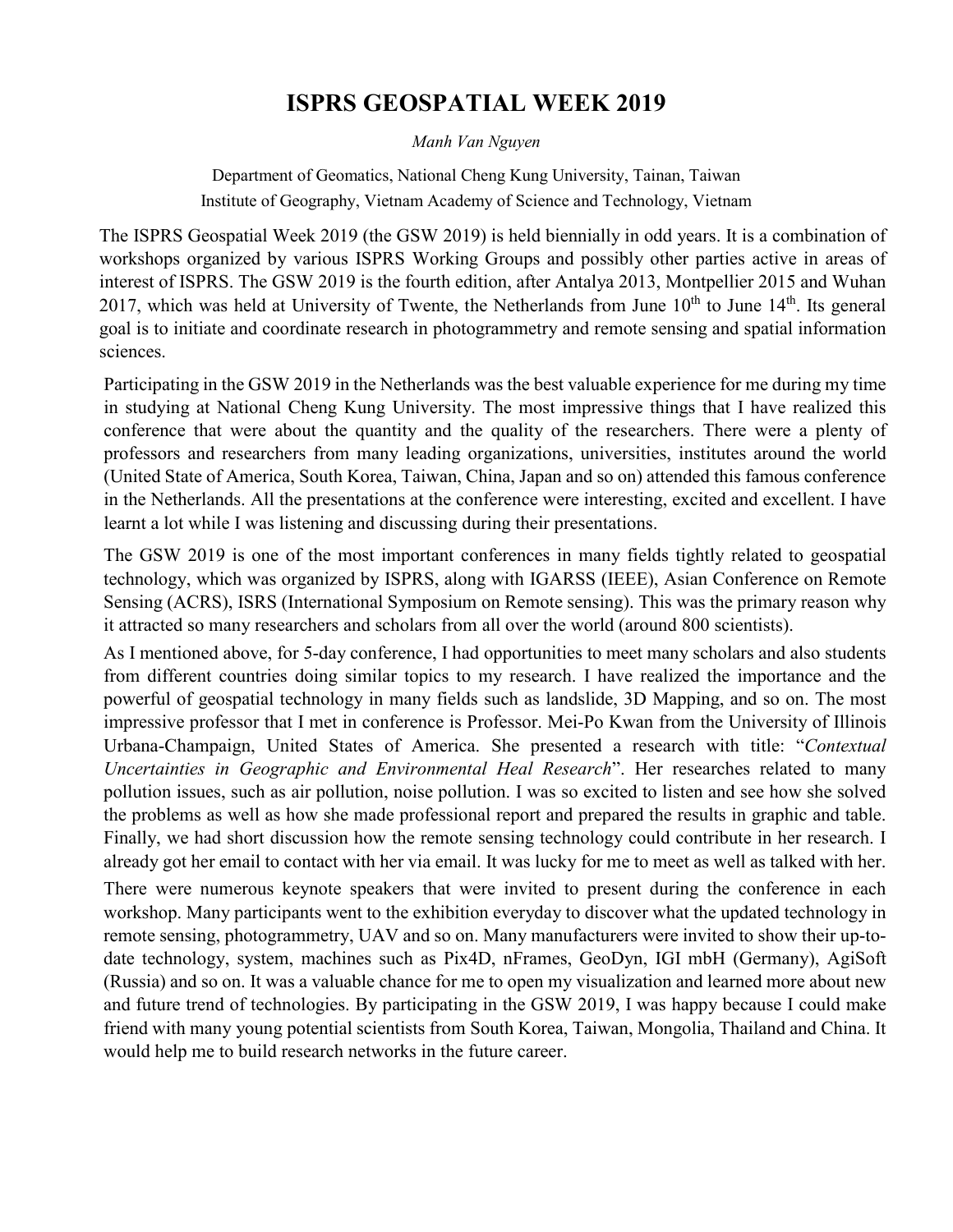# ISPRS GEOSPATIAL WEEK 2019

*Manh Van Nguyen*

Department of Geomatics, National Cheng Kung University, Tainan, Taiwan
Institute of Geography, Vietnam Academy of Science and Technology, Vietnam

The ISPRS Geospatial Week 2019 (the GSW 2019) is held biennially in odd years. It is a combination of workshops organized by various ISPRS Working Groups and possibly other parties active in areas of interest of ISPRS. The GSW 2019 is the fourth edition, after Antalya 2013, Montpellier 2015 and Wuhan 2017, which was held at University of Twente, the Netherlands from June 10th to June 14th. Its general goal is to initiate and coordinate research in photogrammetry and remote sensing and spatial information sciences.

Participating in the GSW 2019 in the Netherlands was the best valuable experience for me during my time in studying at National Cheng Kung University. The most impressive things that I have realized this conference that were about the quantity and the quality of the researchers. There were a plenty of professors and researchers from many leading organizations, universities, institutes around the world (United State of America, South Korea, Taiwan, China, Japan and so on) attended this famous conference in the Netherlands. All the presentations at the conference were interesting, excited and excellent. I have learnt a lot while I was listening and discussing during their presentations.

The GSW 2019 is one of the most important conferences in many fields tightly related to geospatial technology, which was organized by ISPRS, along with IGARSS (IEEE), Asian Conference on Remote Sensing (ACRS), ISRS (International Symposium on Remote sensing). This was the primary reason why it attracted so many researchers and scholars from all over the world (around 800 scientists).

As I mentioned above, for 5-day conference, I had opportunities to meet many scholars and also students from different countries doing similar topics to my research. I have realized the importance and the powerful of geospatial technology in many fields such as landslide, 3D Mapping, and so on. The most impressive professor that I met in conference is Professor. Mei-Po Kwan from the University of Illinois Urbana-Champaign, United States of America. She presented a research with title: "*Contextual Uncertainties in Geographic and Environmental Heal Research*". Her researches related to many pollution issues, such as air pollution, noise pollution. I was so excited to listen and see how she solved the problems as well as how she made professional report and prepared the results in graphic and table. Finally, we had short discussion how the remote sensing technology could contribute in her research. I already got her email to contact with her via email. It was lucky for me to meet as well as talked with her.

There were numerous keynote speakers that were invited to present during the conference in each workshop. Many participants went to the exhibition everyday to discover what the updated technology in remote sensing, photogrammetry, UAV and so on. Many manufacturers were invited to show their up-to-date technology, system, machines such as Pix4D, nFrames, GeoDyn, IGI mbH (Germany), AgiSoft (Russia) and so on. It was a valuable chance for me to open my visualization and learned more about new and future trend of technologies. By participating in the GSW 2019, I was happy because I could make friend with many young potential scientists from South Korea, Taiwan, Mongolia, Thailand and China. It would help me to build research networks in the future career.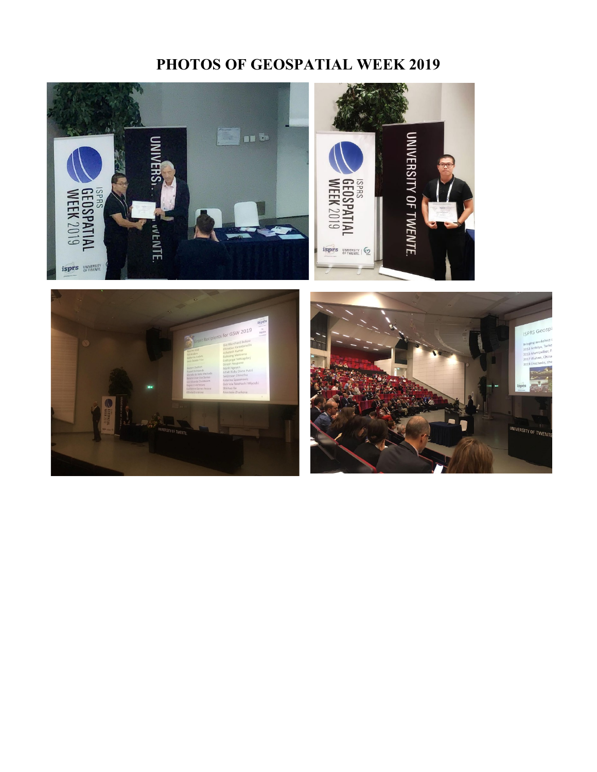# PHOTOS OF GEOSPATIAL WEEK 2019